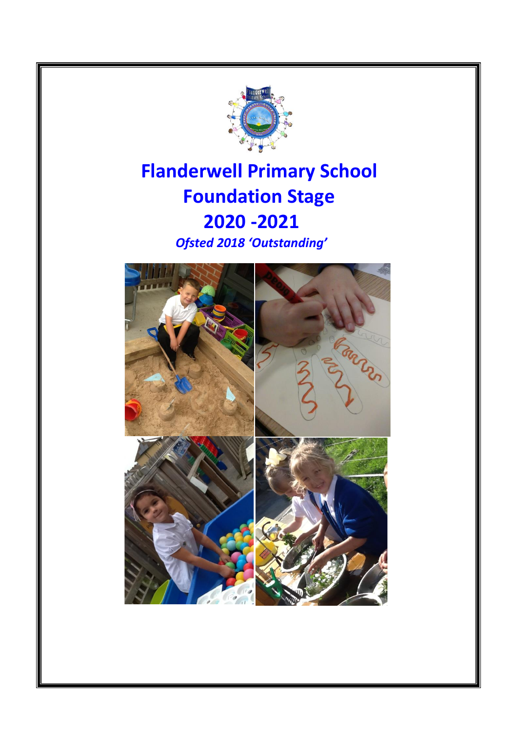# Flanderwell Primary School
# Foundation Stage
# 2020 -2021

***Ofsted 2018 'Outstanding'***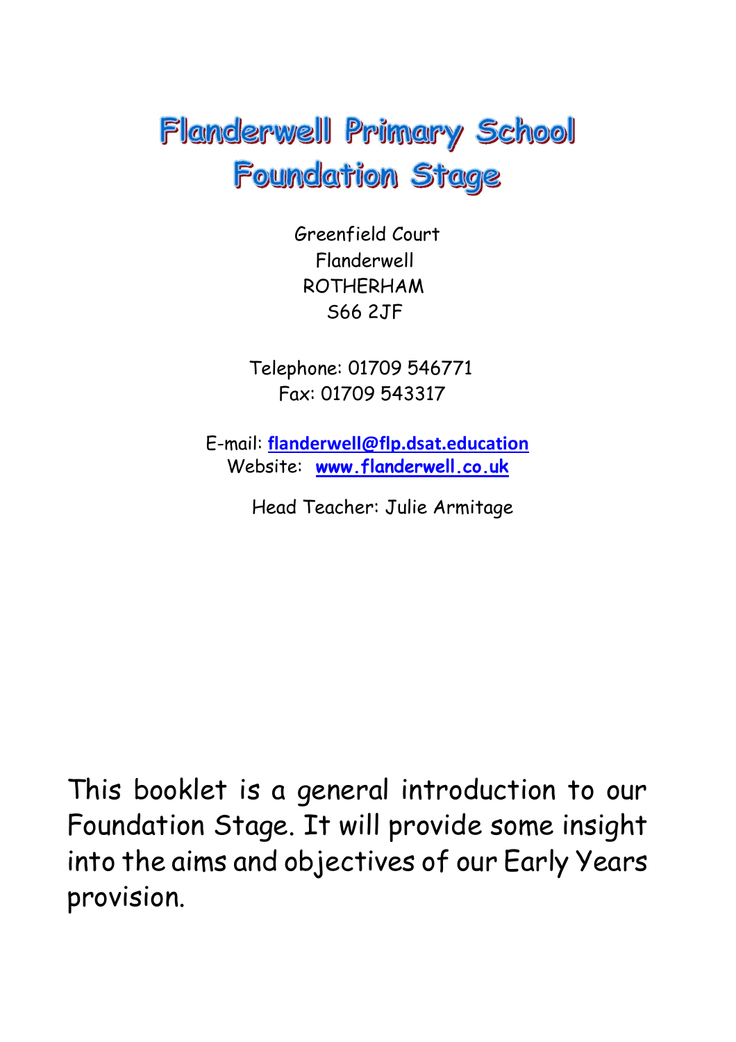# Flanderwell Primary School
# Foundation Stage

Greenfield Court
Flanderwell
ROTHERHAM
S66 2JF

Telephone: 01709 546771
Fax: 01709 543317

E-mail: **flanderwell@flp.dsat.education**
Website: **www.flanderwell.co.uk**

Head Teacher: Julie Armitage

This booklet is a general introduction to our Foundation Stage. It will provide some insight into the aims and objectives of our Early Years provision.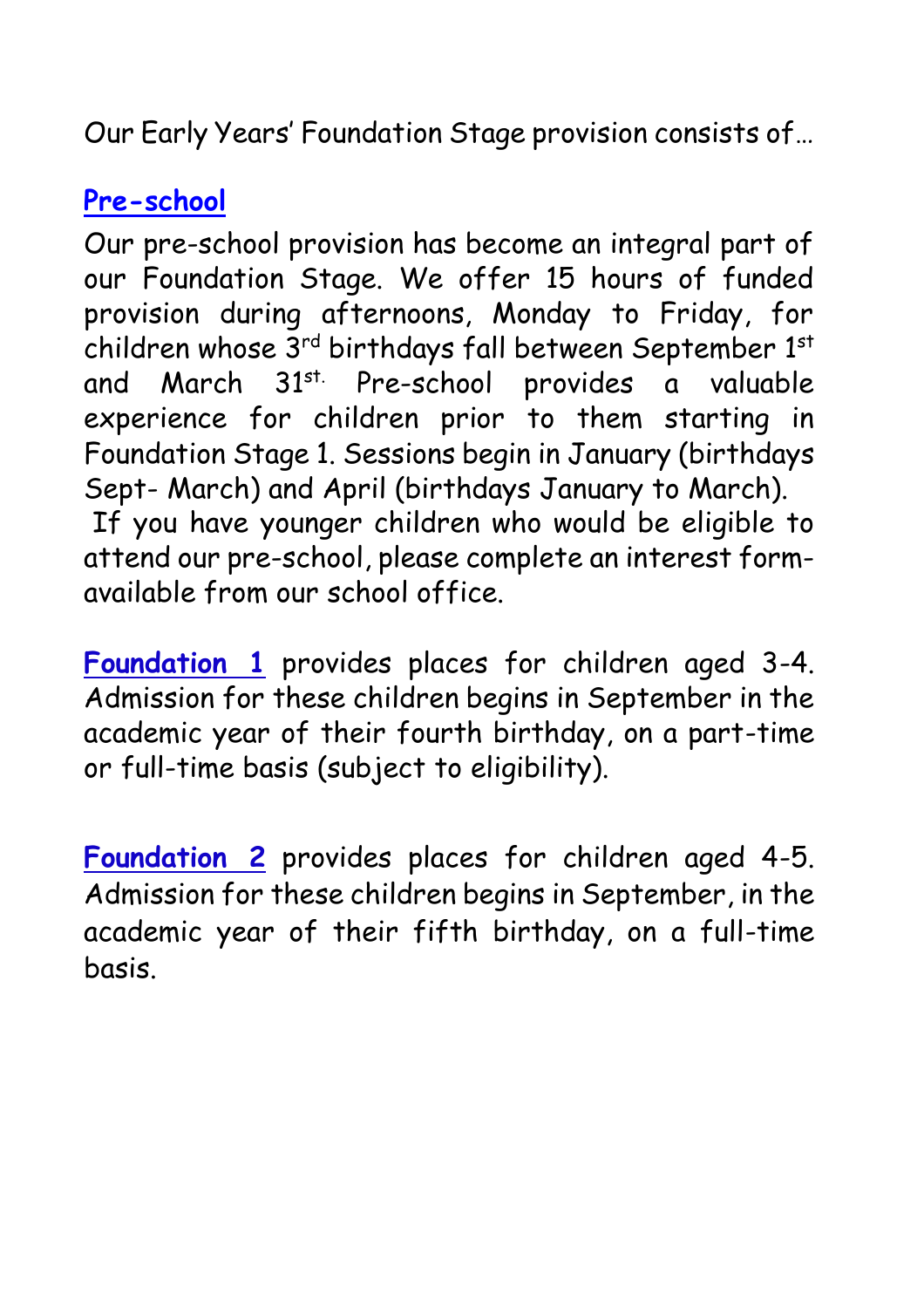Our Early Years' Foundation Stage provision consists of…

**Pre-school**

Our pre-school provision has become an integral part of our Foundation Stage. We offer 15 hours of funded provision during afternoons, Monday to Friday, for children whose 3rd birthdays fall between September 1st and March 31st. Pre-school provides a valuable experience for children prior to them starting in Foundation Stage 1. Sessions begin in January (birthdays Sept- March) and April (birthdays January to March).

If you have younger children who would be eligible to attend our pre-school, please complete an interest form- available from our school office.

**Foundation 1** provides places for children aged 3-4. Admission for these children begins in September in the academic year of their fourth birthday, on a part-time or full-time basis (subject to eligibility).

**Foundation 2** provides places for children aged 4-5. Admission for these children begins in September, in the academic year of their fifth birthday, on a full-time basis.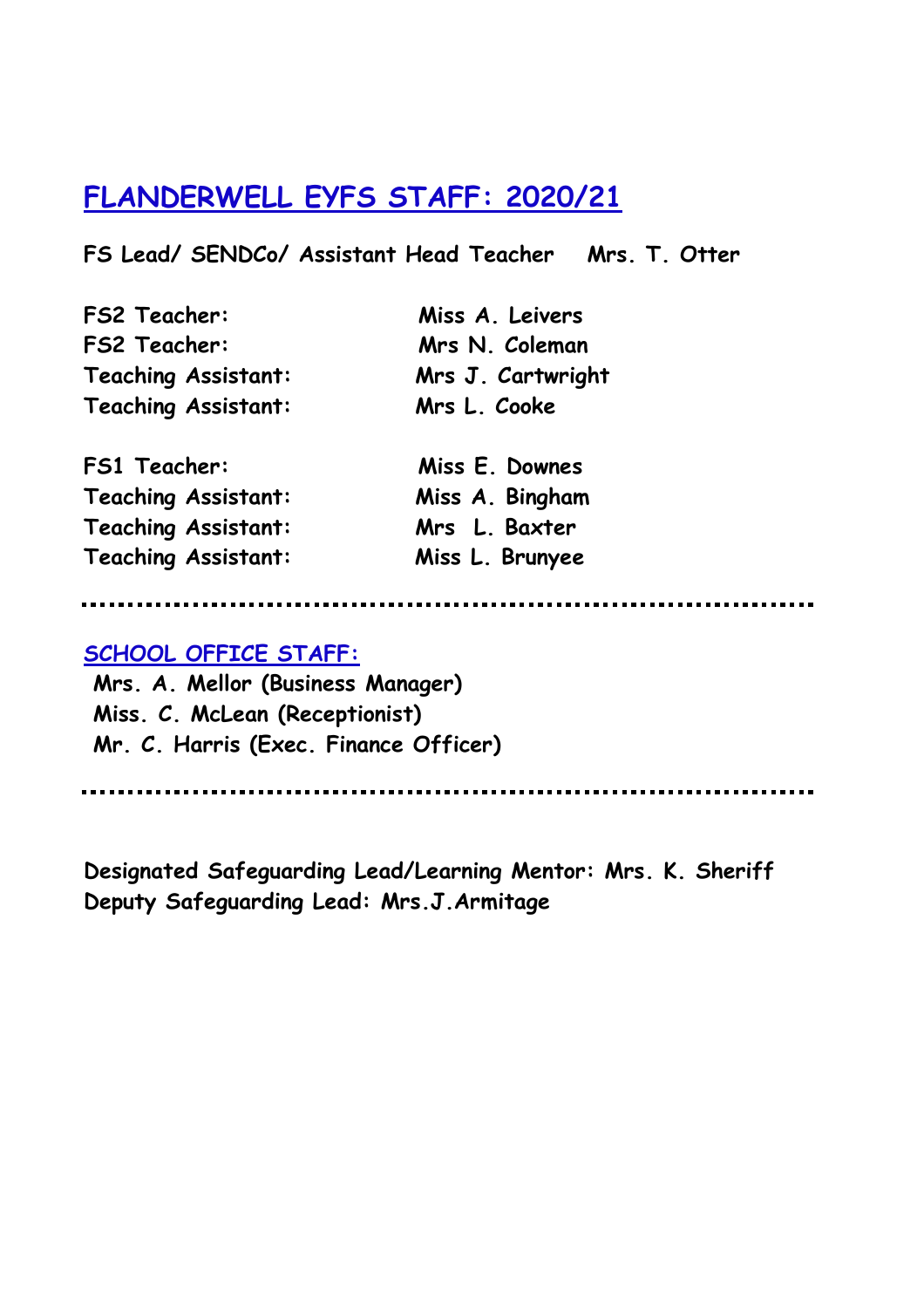# FLANDERWELL EYFS STAFF: 2020/21

**FS Lead/ SENDCo/ Assistant Head Teacher    Mrs. T. Otter**

**FS2 Teacher:    Miss A. Leivers**
**FS2 Teacher:    Mrs N. Coleman**
**Teaching Assistant:    Mrs J. Cartwright**
**Teaching Assistant:    Mrs L. Cooke**

**FS1 Teacher:    Miss E. Downes**
**Teaching Assistant:    Miss A. Bingham**
**Teaching Assistant:    Mrs L. Baxter**
**Teaching Assistant:    Miss L. Brunyee**

---

## SCHOOL OFFICE STAFF:

**Mrs. A. Mellor (Business Manager)**
**Miss. C. McLean (Receptionist)**
**Mr. C. Harris (Exec. Finance Officer)**

---

**Designated Safeguarding Lead/Learning Mentor: Mrs. K. Sheriff**
**Deputy Safeguarding Lead: Mrs.J.Armitage**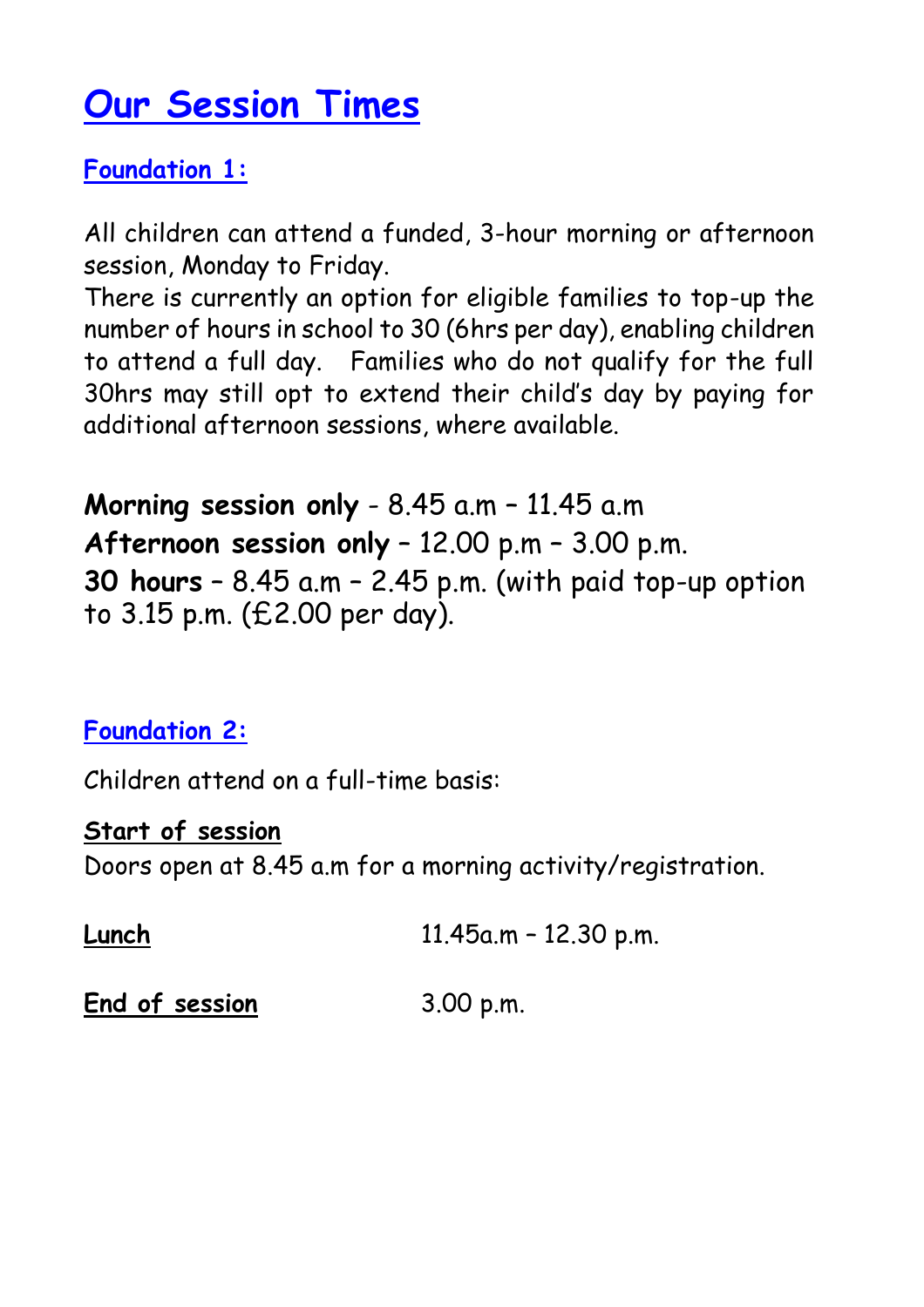# Our Session Times

## Foundation 1:

All children can attend a funded, 3-hour morning or afternoon session, Monday to Friday.

There is currently an option for eligible families to top-up the number of hours in school to 30 (6hrs per day), enabling children to attend a full day. Families who do not qualify for the full 30hrs may still opt to extend their child's day by paying for additional afternoon sessions, where available.

**Morning session only** - 8.45 a.m – 11.45 a.m
**Afternoon session only** – 12.00 p.m – 3.00 p.m.
**30 hours** – 8.45 a.m – 2.45 p.m. (with paid top-up option to 3.15 p.m. (£2.00 per day).

## Foundation 2:

Children attend on a full-time basis:

**Start of session**
Doors open at 8.45 a.m for a morning activity/registration.

**Lunch** 11.45a.m – 12.30 p.m.

**End of session** 3.00 p.m.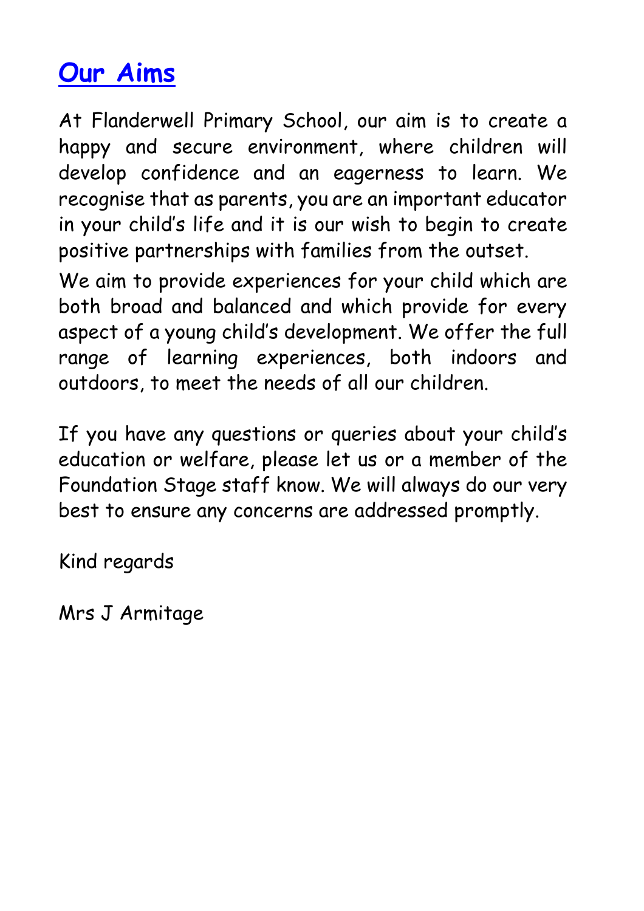## Our Aims

At Flanderwell Primary School, our aim is to create a happy and secure environment, where children will develop confidence and an eagerness to learn. We recognise that as parents, you are an important educator in your child's life and it is our wish to begin to create positive partnerships with families from the outset.

We aim to provide experiences for your child which are both broad and balanced and which provide for every aspect of a young child's development. We offer the full range of learning experiences, both indoors and outdoors, to meet the needs of all our children.

If you have any questions or queries about your child's education or welfare, please let us or a member of the Foundation Stage staff know. We will always do our very best to ensure any concerns are addressed promptly.

Kind regards

Mrs J Armitage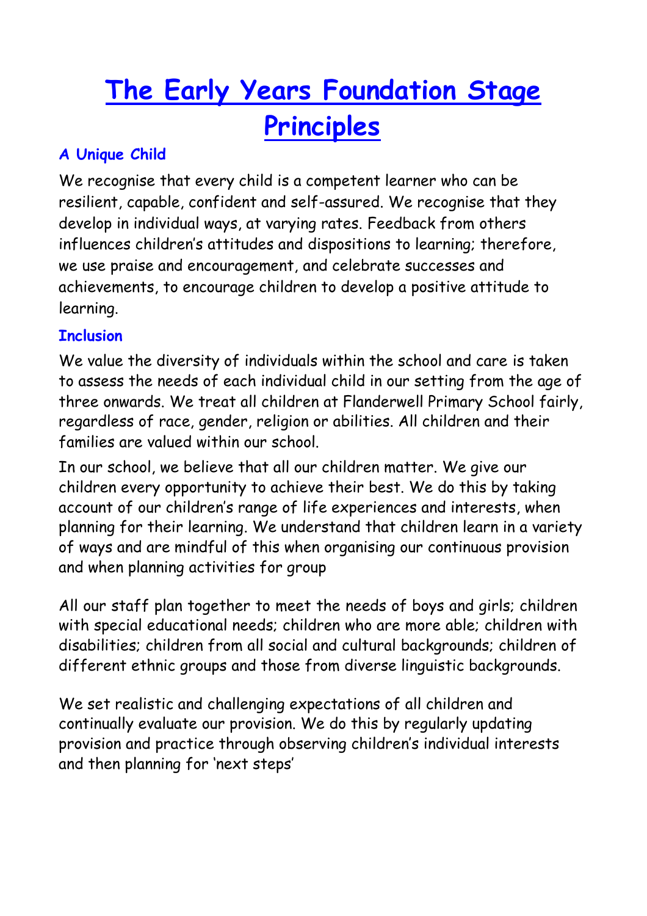# The Early Years Foundation Stage Principles

### A Unique Child

We recognise that every child is a competent learner who can be resilient, capable, confident and self-assured. We recognise that they develop in individual ways, at varying rates. Feedback from others influences children's attitudes and dispositions to learning; therefore, we use praise and encouragement, and celebrate successes and achievements, to encourage children to develop a positive attitude to learning.

### Inclusion

We value the diversity of individuals within the school and care is taken to assess the needs of each individual child in our setting from the age of three onwards. We treat all children at Flanderwell Primary School fairly, regardless of race, gender, religion or abilities. All children and their families are valued within our school.

In our school, we believe that all our children matter. We give our children every opportunity to achieve their best. We do this by taking account of our children's range of life experiences and interests, when planning for their learning. We understand that children learn in a variety of ways and are mindful of this when organising our continuous provision and when planning activities for group

All our staff plan together to meet the needs of boys and girls; children with special educational needs; children who are more able; children with disabilities; children from all social and cultural backgrounds; children of different ethnic groups and those from diverse linguistic backgrounds.

We set realistic and challenging expectations of all children and continually evaluate our provision. We do this by regularly updating provision and practice through observing children's individual interests and then planning for 'next steps'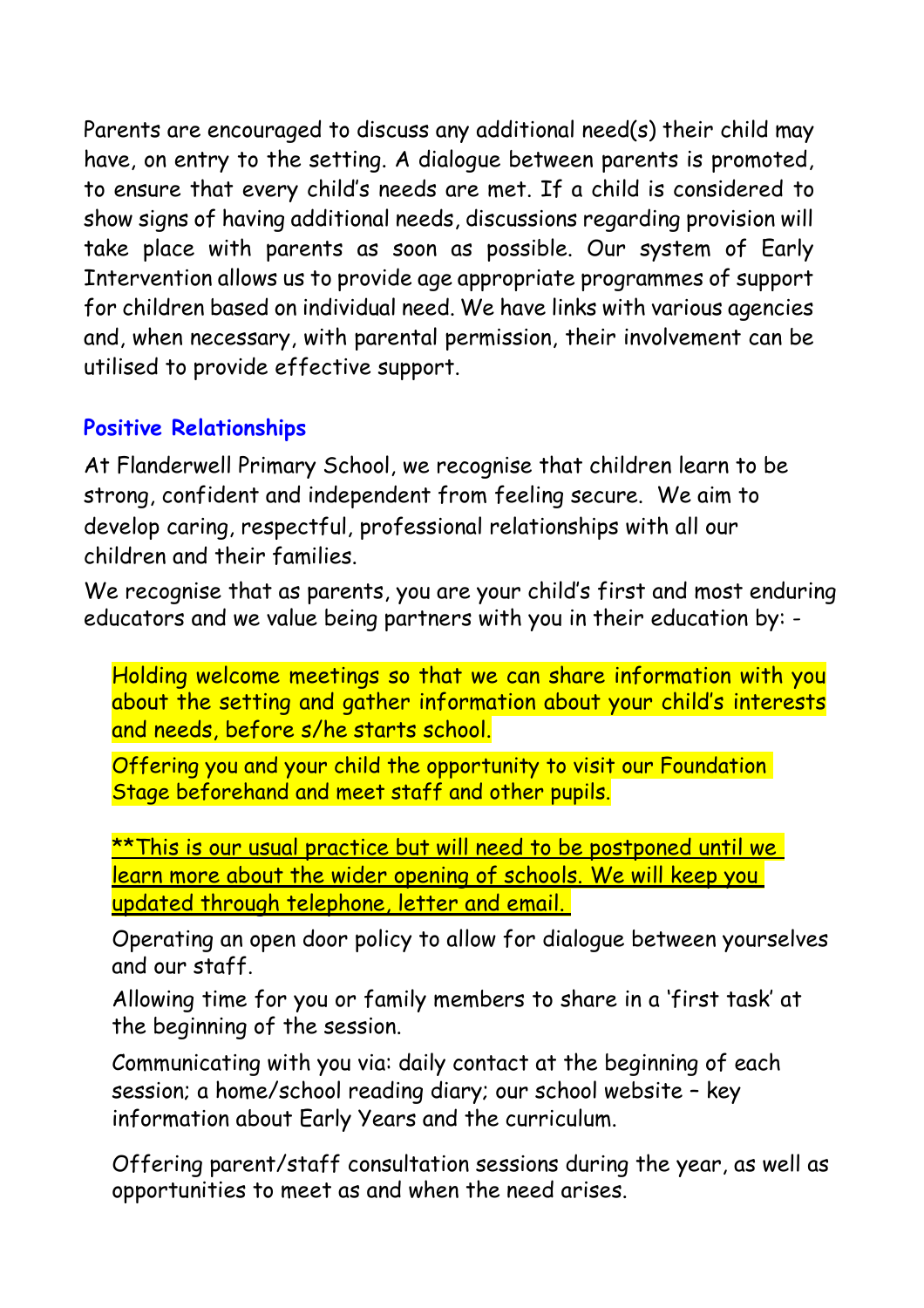Parents are encouraged to discuss any additional need(s) their child may have, on entry to the setting. A dialogue between parents is promoted, to ensure that every child's needs are met. If a child is considered to show signs of having additional needs, discussions regarding provision will take place with parents as soon as possible. Our system of Early Intervention allows us to provide age appropriate programmes of support for children based on individual need. We have links with various agencies and, when necessary, with parental permission, their involvement can be utilised to provide effective support.

## Positive Relationships

At Flanderwell Primary School, we recognise that children learn to be strong, confident and independent from feeling secure. We aim to develop caring, respectful, professional relationships with all our children and their families.

We recognise that as parents, you are your child's first and most enduring educators and we value being partners with you in their education by: -

Holding welcome meetings so that we can share information with you about the setting and gather information about your child's interests and needs, before s/he starts school.

Offering you and your child the opportunity to visit our Foundation Stage beforehand and meet staff and other pupils.

**This is our usual practice but will need to be postponed until we learn more about the wider opening of schools. We will keep you updated through telephone, letter and email.

Operating an open door policy to allow for dialogue between yourselves and our staff.

Allowing time for you or family members to share in a 'first task' at the beginning of the session.

Communicating with you via: daily contact at the beginning of each session; a home/school reading diary; our school website – key information about Early Years and the curriculum.

Offering parent/staff consultation sessions during the year, as well as opportunities to meet as and when the need arises.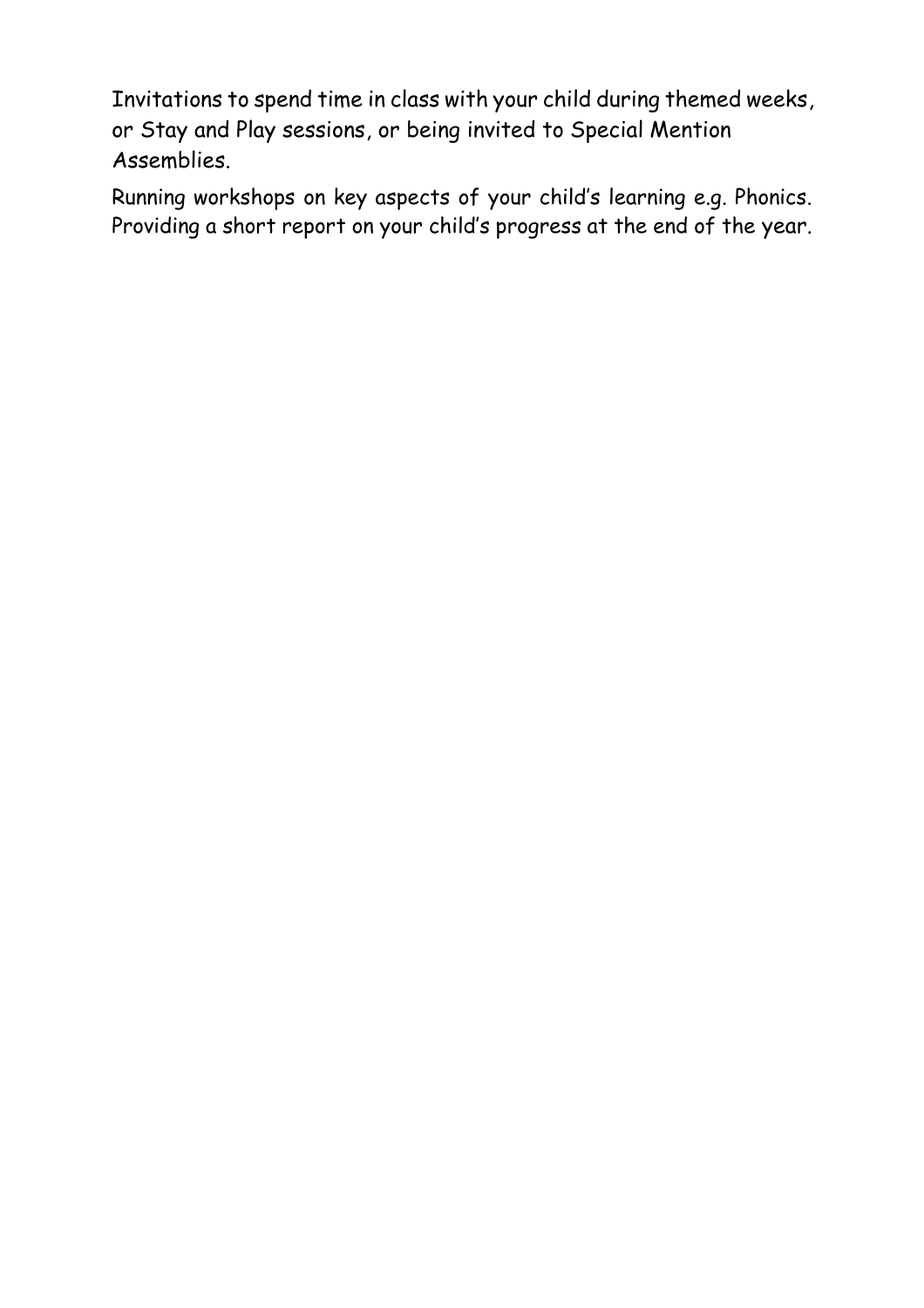Invitations to spend time in class with your child during themed weeks, or Stay and Play sessions, or being invited to Special Mention Assemblies.

Running workshops on key aspects of your child's learning e.g. Phonics. Providing a short report on your child's progress at the end of the year.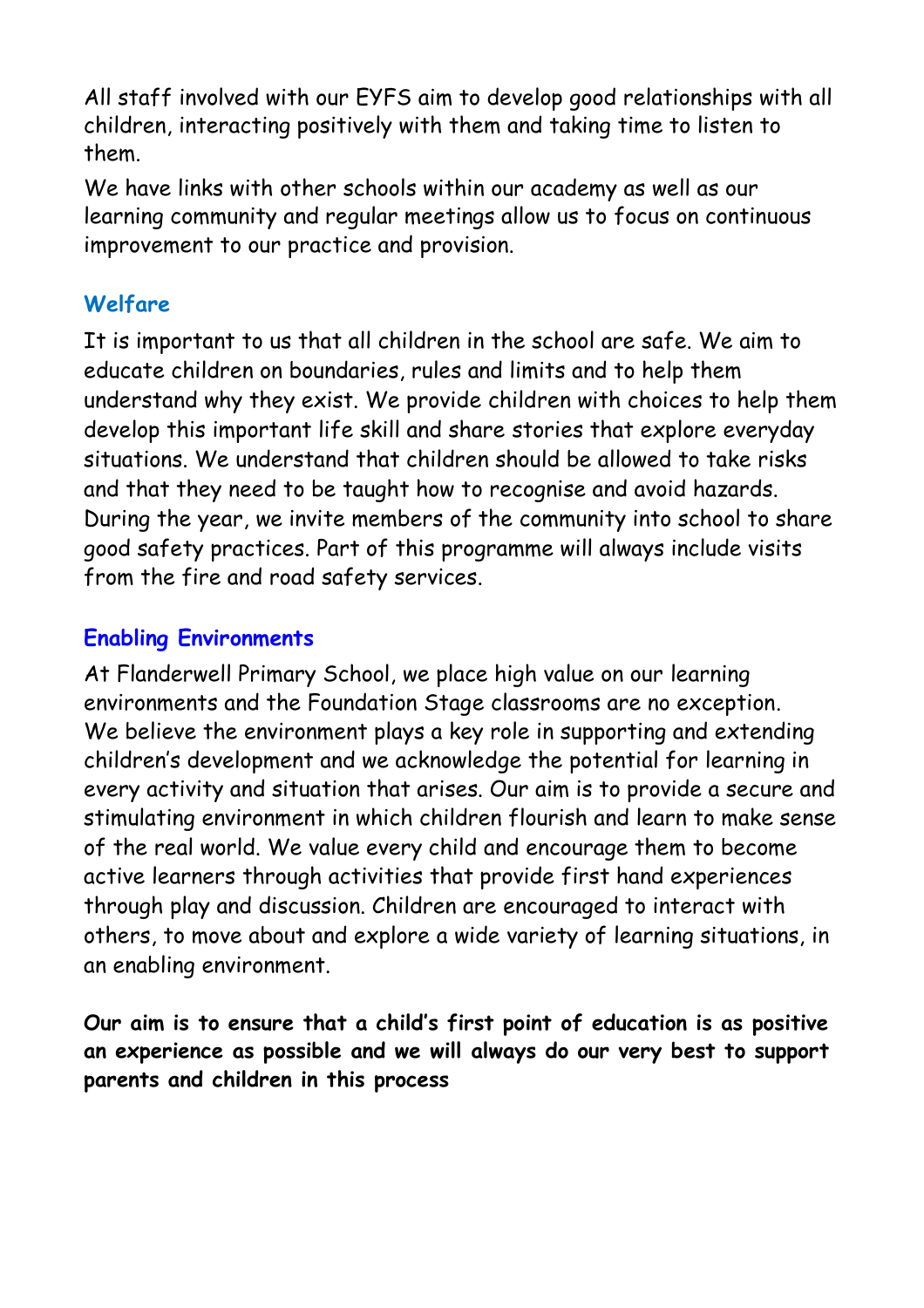All staff involved with our EYFS aim to develop good relationships with all children, interacting positively with them and taking time to listen to them.

We have links with other schools within our academy as well as our learning community and regular meetings allow us to focus on continuous improvement to our practice and provision.

## Welfare

It is important to us that all children in the school are safe. We aim to educate children on boundaries, rules and limits and to help them understand why they exist. We provide children with choices to help them develop this important life skill and share stories that explore everyday situations. We understand that children should be allowed to take risks and that they need to be taught how to recognise and avoid hazards. During the year, we invite members of the community into school to share good safety practices. Part of this programme will always include visits from the fire and road safety services.

## Enabling Environments

At Flanderwell Primary School, we place high value on our learning environments and the Foundation Stage classrooms are no exception. We believe the environment plays a key role in supporting and extending children's development and we acknowledge the potential for learning in every activity and situation that arises. Our aim is to provide a secure and stimulating environment in which children flourish and learn to make sense of the real world. We value every child and encourage them to become active learners through activities that provide first hand experiences through play and discussion. Children are encouraged to interact with others, to move about and explore a wide variety of learning situations, in an enabling environment.

**Our aim is to ensure that a child's first point of education is as positive an experience as possible and we will always do our very best to support parents and children in this process**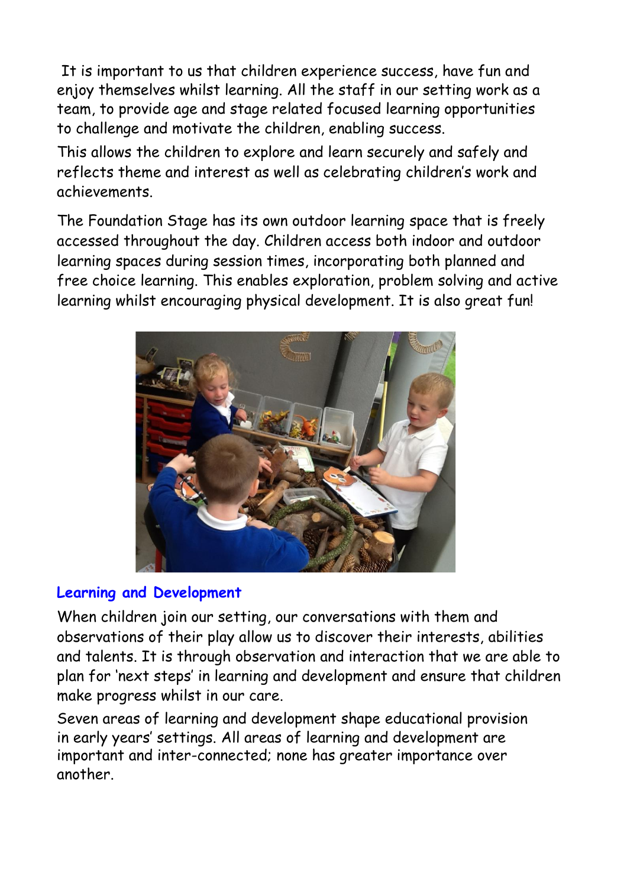It is important to us that children experience success, have fun and enjoy themselves whilst learning. All the staff in our setting work as a team, to provide age and stage related focused learning opportunities to challenge and motivate the children, enabling success.

This allows the children to explore and learn securely and safely and reflects theme and interest as well as celebrating children's work and achievements.

The Foundation Stage has its own outdoor learning space that is freely accessed throughout the day. Children access both indoor and outdoor learning spaces during session times, incorporating both planned and free choice learning. This enables exploration, problem solving and active learning whilst encouraging physical development. It is also great fun!

## Learning and Development

When children join our setting, our conversations with them and observations of their play allow us to discover their interests, abilities and talents. It is through observation and interaction that we are able to plan for 'next steps' in learning and development and ensure that children make progress whilst in our care.

Seven areas of learning and development shape educational provision in early years' settings. All areas of learning and development are important and inter-connected; none has greater importance over another.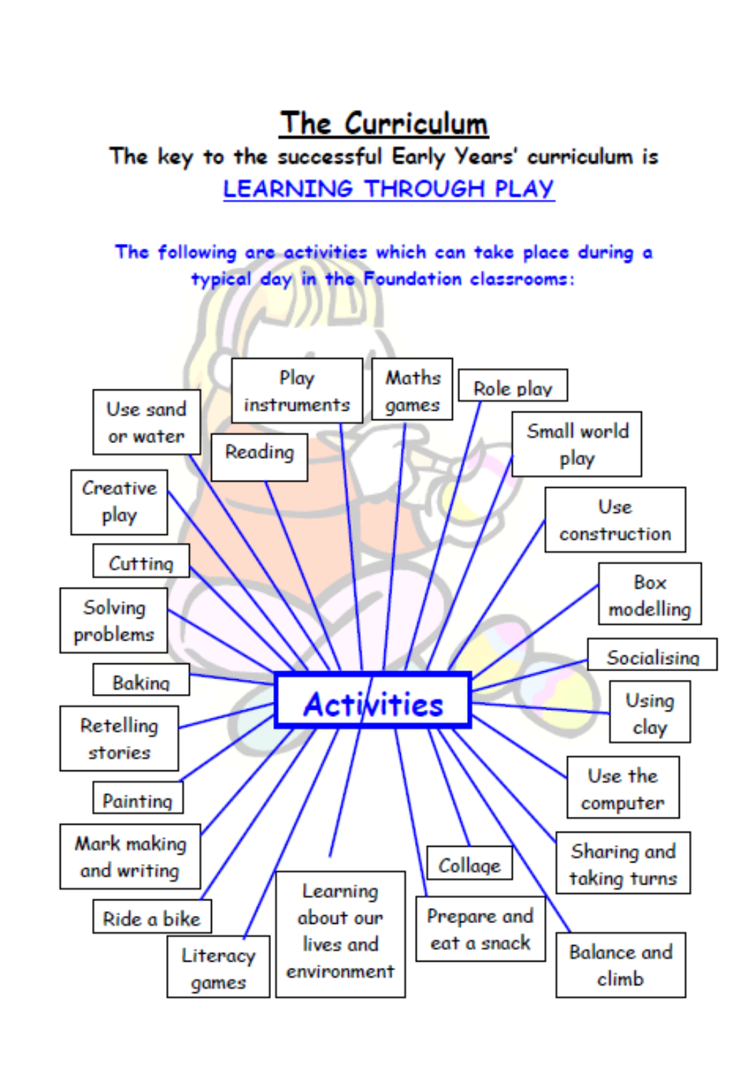# The Curriculum

**The key to the successful Early Years' curriculum is**

**LEARNING THROUGH PLAY**

**The following are activities which can take place during a typical day in the Foundation classrooms:**

## Activities

- Use sand or water
- Play instruments
- Maths games
- Role play
- Reading
- Small world play
- Creative play
- Use construction
- Cutting
- Box modelling
- Solving problems
- Socialising
- Baking
- Using clay
- Retelling stories
- Use the computer
- Painting
- Mark making and writing
- Sharing and taking turns
- Collage
- Ride a bike
- Prepare and eat a snack
- Balance and climb
- Literacy games
- Learning about our lives and environment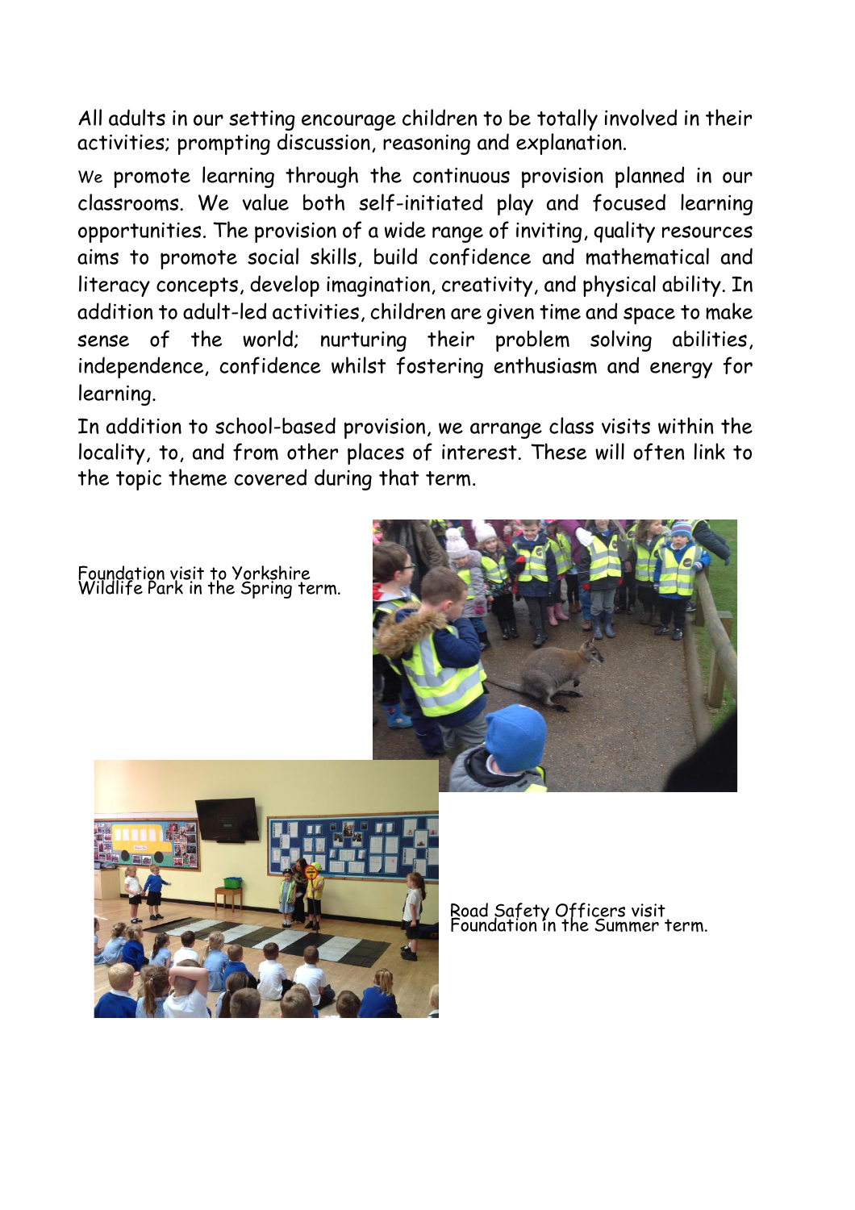All adults in our setting encourage children to be totally involved in their activities; prompting discussion, reasoning and explanation.

We promote learning through the continuous provision planned in our classrooms. We value both self-initiated play and focused learning opportunities. The provision of a wide range of inviting, quality resources aims to promote social skills, build confidence and mathematical and literacy concepts, develop imagination, creativity, and physical ability. In addition to adult-led activities, children are given time and space to make sense of the world; nurturing their problem solving abilities, independence, confidence whilst fostering enthusiasm and energy for learning.

In addition to school-based provision, we arrange class visits within the locality, to, and from other places of interest. These will often link to the topic theme covered during that term.

Foundation visit to Yorkshire Wildlife Park in the Spring term.

Road Safety Officers visit Foundation in the Summer term.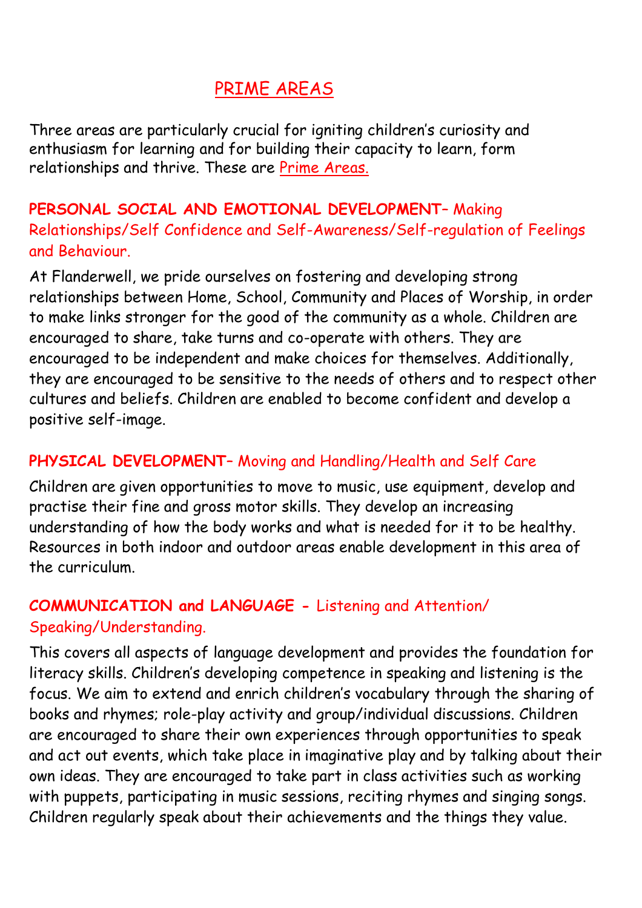# PRIME AREAS

Three areas are particularly crucial for igniting children's curiosity and enthusiasm for learning and for building their capacity to learn, form relationships and thrive. These are Prime Areas.

**PERSONAL SOCIAL AND EMOTIONAL DEVELOPMENT**– Making Relationships/Self Confidence and Self-Awareness/Self-regulation of Feelings and Behaviour.

At Flanderwell, we pride ourselves on fostering and developing strong relationships between Home, School, Community and Places of Worship, in order to make links stronger for the good of the community as a whole. Children are encouraged to share, take turns and co-operate with others. They are encouraged to be independent and make choices for themselves. Additionally, they are encouraged to be sensitive to the needs of others and to respect other cultures and beliefs. Children are enabled to become confident and develop a positive self-image.

**PHYSICAL DEVELOPMENT**– Moving and Handling/Health and Self Care

Children are given opportunities to move to music, use equipment, develop and practise their fine and gross motor skills. They develop an increasing understanding of how the body works and what is needed for it to be healthy. Resources in both indoor and outdoor areas enable development in this area of the curriculum.

**COMMUNICATION and LANGUAGE** - Listening and Attention/ Speaking/Understanding.

This covers all aspects of language development and provides the foundation for literacy skills. Children's developing competence in speaking and listening is the focus. We aim to extend and enrich children's vocabulary through the sharing of books and rhymes; role-play activity and group/individual discussions. Children are encouraged to share their own experiences through opportunities to speak and act out events, which take place in imaginative play and by talking about their own ideas. They are encouraged to take part in class activities such as working with puppets, participating in music sessions, reciting rhymes and singing songs. Children regularly speak about their achievements and the things they value.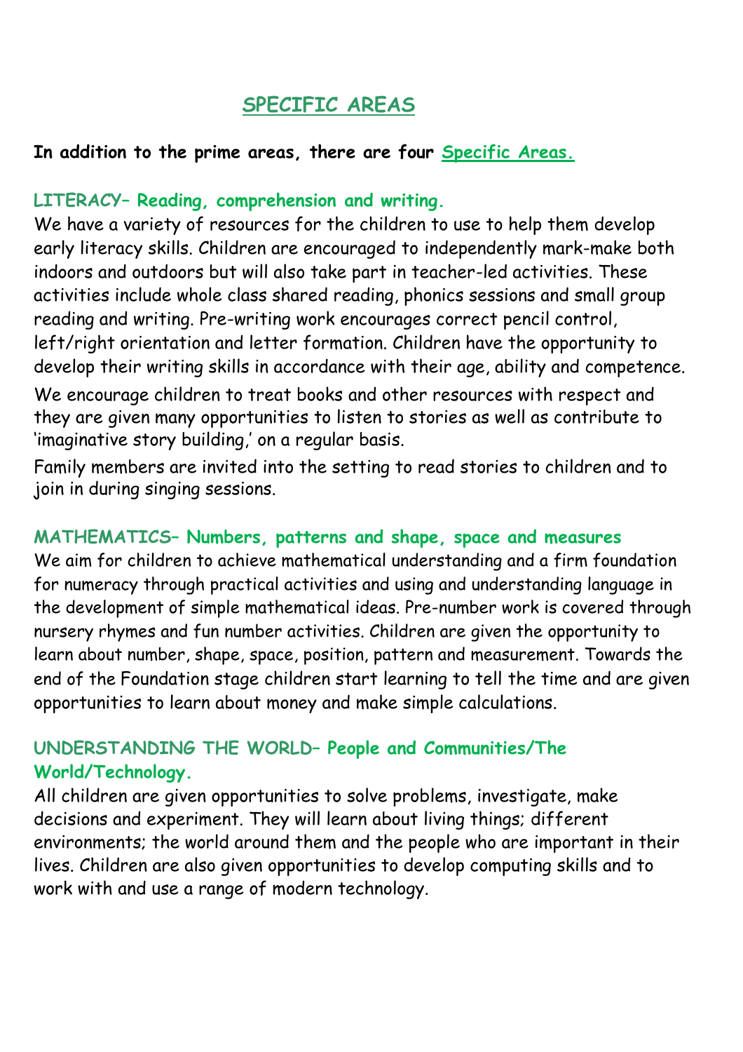# SPECIFIC AREAS

**In addition to the prime areas, there are four Specific Areas.**

### LITERACY– Reading, comprehension and writing.

We have a variety of resources for the children to use to help them develop early literacy skills. Children are encouraged to independently mark-make both indoors and outdoors but will also take part in teacher-led activities. These activities include whole class shared reading, phonics sessions and small group reading and writing. Pre-writing work encourages correct pencil control, left/right orientation and letter formation. Children have the opportunity to develop their writing skills in accordance with their age, ability and competence.

We encourage children to treat books and other resources with respect and they are given many opportunities to listen to stories as well as contribute to 'imaginative story building,' on a regular basis.

Family members are invited into the setting to read stories to children and to join in during singing sessions.

### MATHEMATICS– Numbers, patterns and shape, space and measures

We aim for children to achieve mathematical understanding and a firm foundation for numeracy through practical activities and using and understanding language in the development of simple mathematical ideas. Pre-number work is covered through nursery rhymes and fun number activities. Children are given the opportunity to learn about number, shape, space, position, pattern and measurement. Towards the end of the Foundation stage children start learning to tell the time and are given opportunities to learn about money and make simple calculations.

### UNDERSTANDING THE WORLD– People and Communities/The World/Technology.

All children are given opportunities to solve problems, investigate, make decisions and experiment. They will learn about living things; different environments; the world around them and the people who are important in their lives. Children are also given opportunities to develop computing skills and to work with and use a range of modern technology.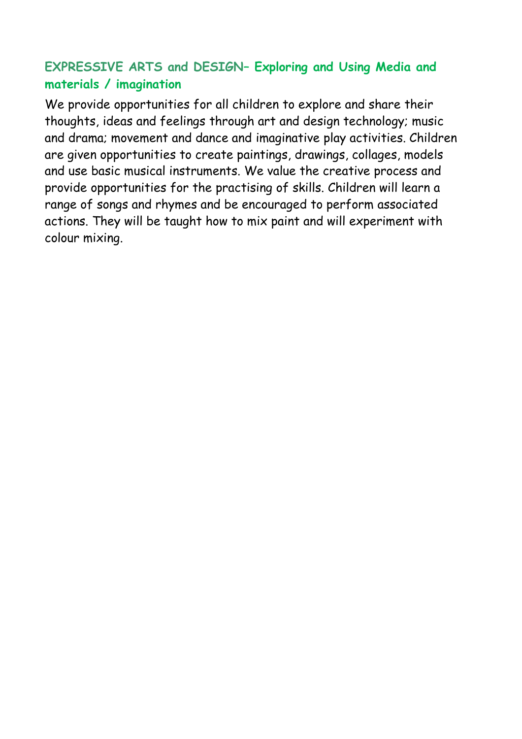## EXPRESSIVE ARTS and DESIGN– Exploring and Using Media and materials / imagination

We provide opportunities for all children to explore and share their thoughts, ideas and feelings through art and design technology; music and drama; movement and dance and imaginative play activities. Children are given opportunities to create paintings, drawings, collages, models and use basic musical instruments. We value the creative process and provide opportunities for the practising of skills. Children will learn a range of songs and rhymes and be encouraged to perform associated actions. They will be taught how to mix paint and will experiment with colour mixing.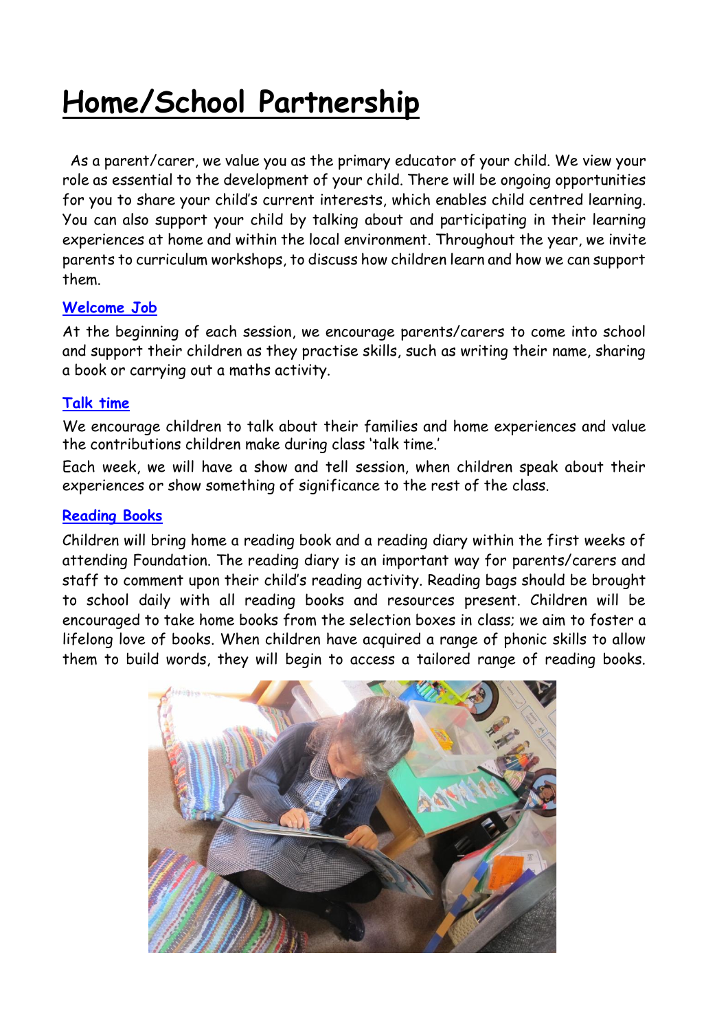# Home/School Partnership

As a parent/carer, we value you as the primary educator of your child. We view your role as essential to the development of your child. There will be ongoing opportunities for you to share your child's current interests, which enables child centred learning. You can also support your child by talking about and participating in their learning experiences at home and within the local environment. Throughout the year, we invite parents to curriculum workshops, to discuss how children learn and how we can support them.

## Welcome Job

At the beginning of each session, we encourage parents/carers to come into school and support their children as they practise skills, such as writing their name, sharing a book or carrying out a maths activity.

## Talk time

We encourage children to talk about their families and home experiences and value the contributions children make during class 'talk time.'

Each week, we will have a show and tell session, when children speak about their experiences or show something of significance to the rest of the class.

## Reading Books

Children will bring home a reading book and a reading diary within the first weeks of attending Foundation. The reading diary is an important way for parents/carers and staff to comment upon their child's reading activity. Reading bags should be brought to school daily with all reading books and resources present. Children will be encouraged to take home books from the selection boxes in class; we aim to foster a lifelong love of books. When children have acquired a range of phonic skills to allow them to build words, they will begin to access a tailored range of reading books.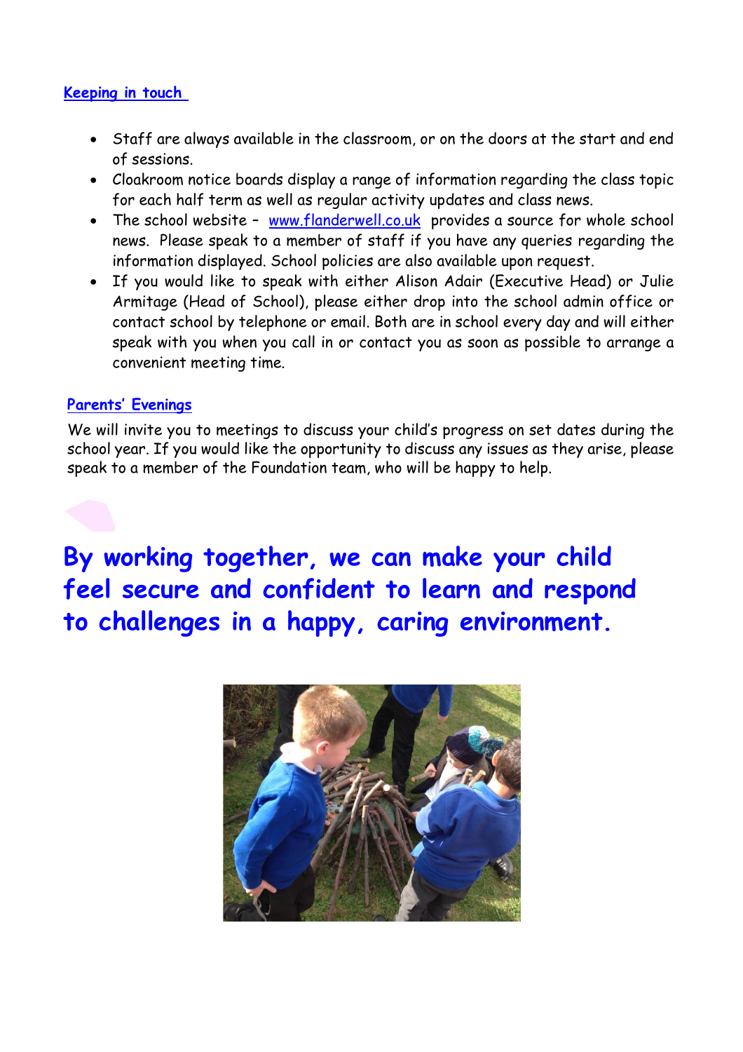## Keeping in touch

- Staff are always available in the classroom, or on the doors at the start and end of sessions.
- Cloakroom notice boards display a range of information regarding the class topic for each half term as well as regular activity updates and class news.
- The school website – www.flanderwell.co.uk provides a source for whole school news. Please speak to a member of staff if you have any queries regarding the information displayed. School policies are also available upon request.
- If you would like to speak with either Alison Adair (Executive Head) or Julie Armitage (Head of School), please either drop into the school admin office or contact school by telephone or email. Both are in school every day and will either speak with you when you call in or contact you as soon as possible to arrange a convenient meeting time.

## Parents' Evenings

We will invite you to meetings to discuss your child's progress on set dates during the school year. If you would like the opportunity to discuss any issues as they arise, please speak to a member of the Foundation team, who will be happy to help.

**By working together, we can make your child feel secure and confident to learn and respond to challenges in a happy, caring environment.**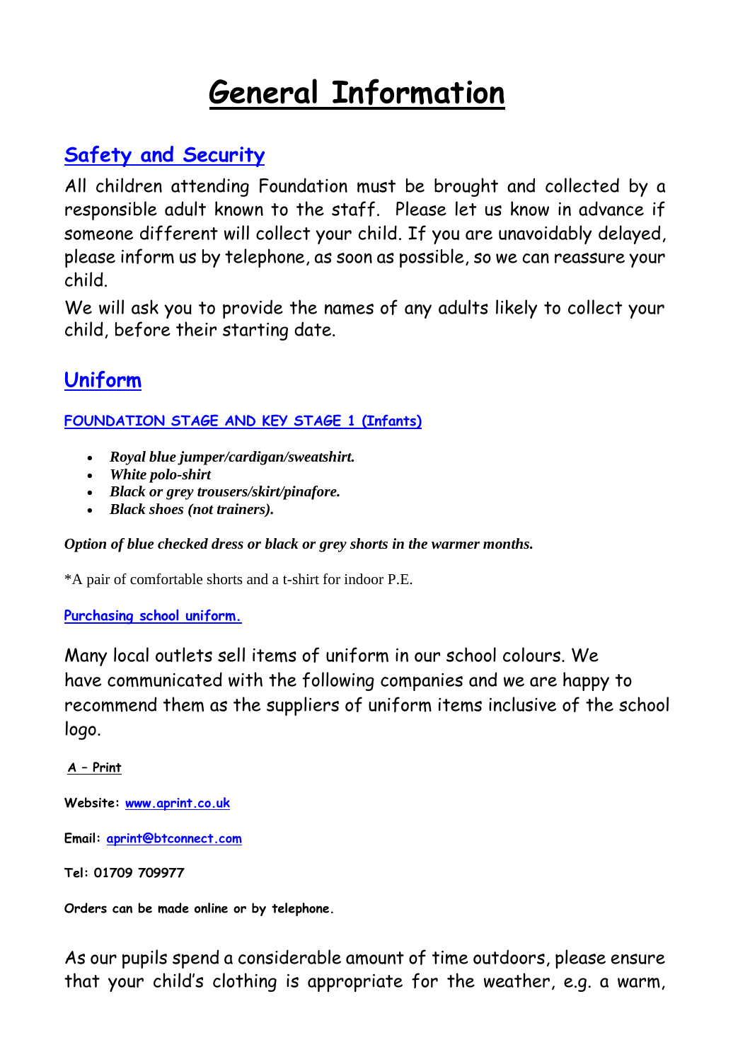# General Information

## Safety and Security

All children attending Foundation must be brought and collected by a responsible adult known to the staff. Please let us know in advance if someone different will collect your child. If you are unavoidably delayed, please inform us by telephone, as soon as possible, so we can reassure your child.

We will ask you to provide the names of any adults likely to collect your child, before their starting date.

## Uniform

### FOUNDATION STAGE AND KEY STAGE 1 (Infants)

- ***Royal blue jumper/cardigan/sweatshirt.***
- ***White polo-shirt***
- ***Black or grey trousers/skirt/pinafore.***
- ***Black shoes (not trainers).***

***Option of blue checked dress or black or grey shorts in the warmer months.***

*A pair of comfortable shorts and a t-shirt for indoor P.E.

**Purchasing school uniform.**

Many local outlets sell items of uniform in our school colours. We have communicated with the following companies and we are happy to recommend them as the suppliers of uniform items inclusive of the school logo.

**A – Print**

**Website:** www.aprint.co.uk

**Email:** aprint@btconnect.com

**Tel: 01709 709977**

**Orders can be made online or by telephone.**

As our pupils spend a considerable amount of time outdoors, please ensure that your child's clothing is appropriate for the weather, e.g. a warm,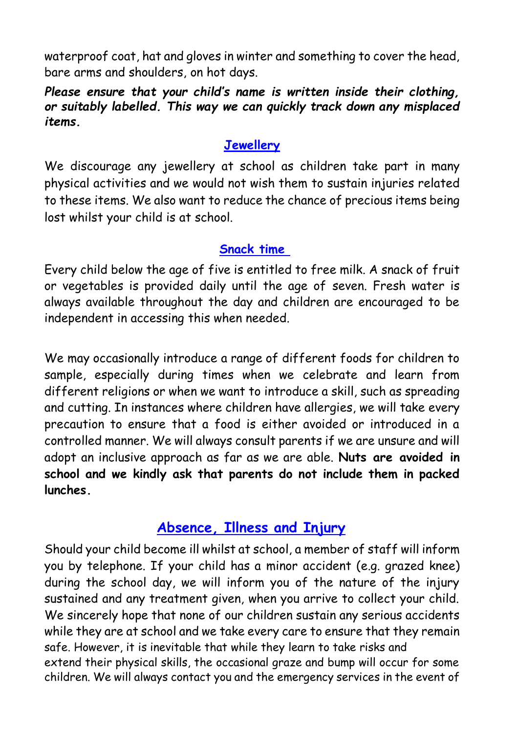waterproof coat, hat and gloves in winter and something to cover the head, bare arms and shoulders, on hot days.

***Please ensure that your child's name is written inside their clothing, or suitably labelled. This way we can quickly track down any misplaced items.***

### Jewellery

We discourage any jewellery at school as children take part in many physical activities and we would not wish them to sustain injuries related to these items. We also want to reduce the chance of precious items being lost whilst your child is at school.

### Snack time

Every child below the age of five is entitled to free milk. A snack of fruit or vegetables is provided daily until the age of seven. Fresh water is always available throughout the day and children are encouraged to be independent in accessing this when needed.

We may occasionally introduce a range of different foods for children to sample, especially during times when we celebrate and learn from different religions or when we want to introduce a skill, such as spreading and cutting. In instances where children have allergies, we will take every precaution to ensure that a food is either avoided or introduced in a controlled manner. We will always consult parents if we are unsure and will adopt an inclusive approach as far as we are able. **Nuts are avoided in school and we kindly ask that parents do not include them in packed lunches.**

## Absence, Illness and Injury

Should your child become ill whilst at school, a member of staff will inform you by telephone. If your child has a minor accident (e.g. grazed knee) during the school day, we will inform you of the nature of the injury sustained and any treatment given, when you arrive to collect your child. We sincerely hope that none of our children sustain any serious accidents while they are at school and we take every care to ensure that they remain safe. However, it is inevitable that while they learn to take risks and extend their physical skills, the occasional graze and bump will occur for some children. We will always contact you and the emergency services in the event of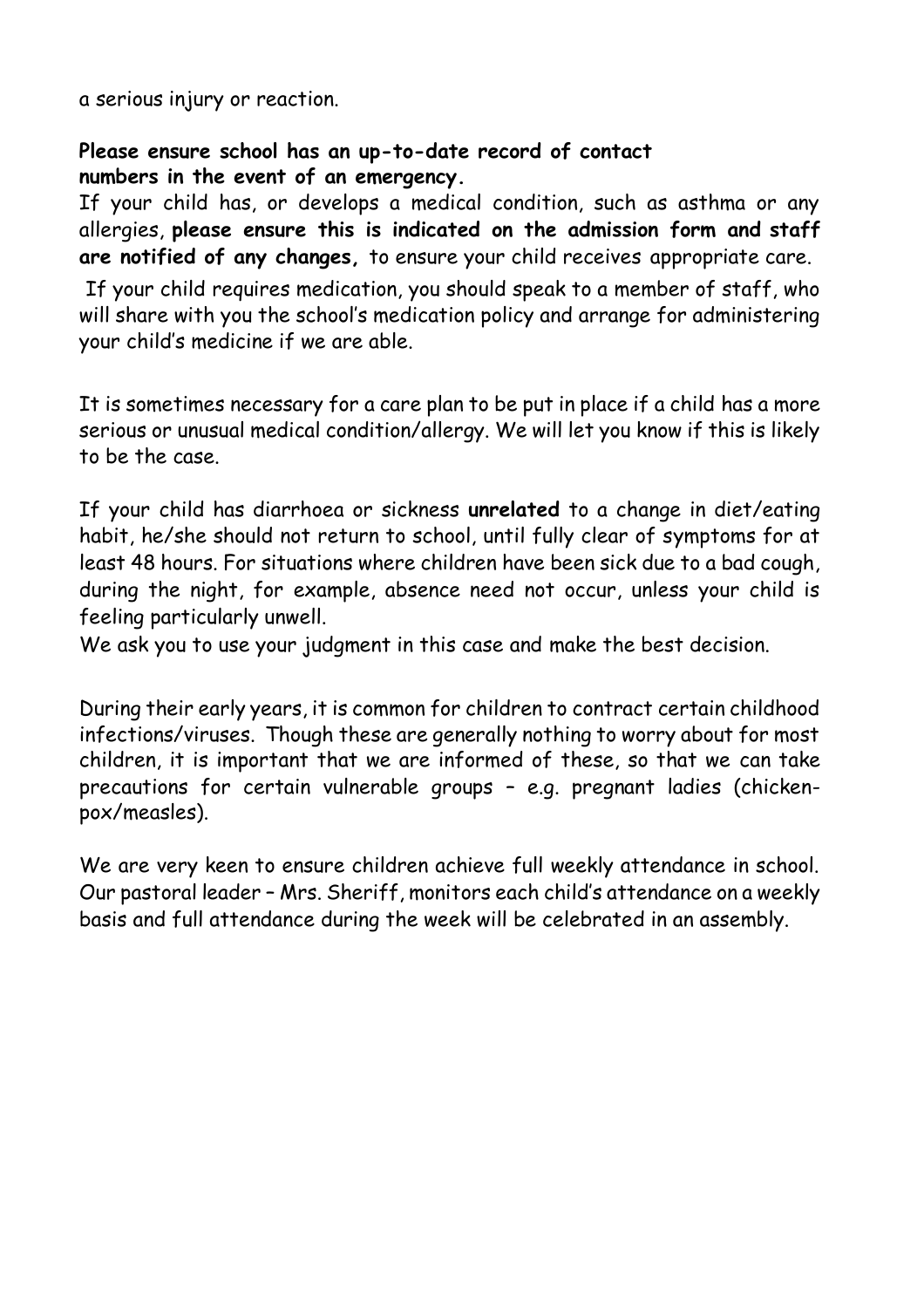a serious injury or reaction.

**Please ensure school has an up-to-date record of contact numbers in the event of an emergency.**

If your child has, or develops a medical condition, such as asthma or any allergies, **please ensure this is indicated on the admission form and staff are notified of any changes,** to ensure your child receives appropriate care.

If your child requires medication, you should speak to a member of staff, who will share with you the school's medication policy and arrange for administering your child's medicine if we are able.

It is sometimes necessary for a care plan to be put in place if a child has a more serious or unusual medical condition/allergy. We will let you know if this is likely to be the case.

If your child has diarrhoea or sickness **unrelated** to a change in diet/eating habit, he/she should not return to school, until fully clear of symptoms for at least 48 hours. For situations where children have been sick due to a bad cough, during the night, for example, absence need not occur, unless your child is feeling particularly unwell.

We ask you to use your judgment in this case and make the best decision.

During their early years, it is common for children to contract certain childhood infections/viruses. Though these are generally nothing to worry about for most children, it is important that we are informed of these, so that we can take precautions for certain vulnerable groups – e.g. pregnant ladies (chicken-pox/measles).

We are very keen to ensure children achieve full weekly attendance in school. Our pastoral leader – Mrs. Sheriff, monitors each child's attendance on a weekly basis and full attendance during the week will be celebrated in an assembly.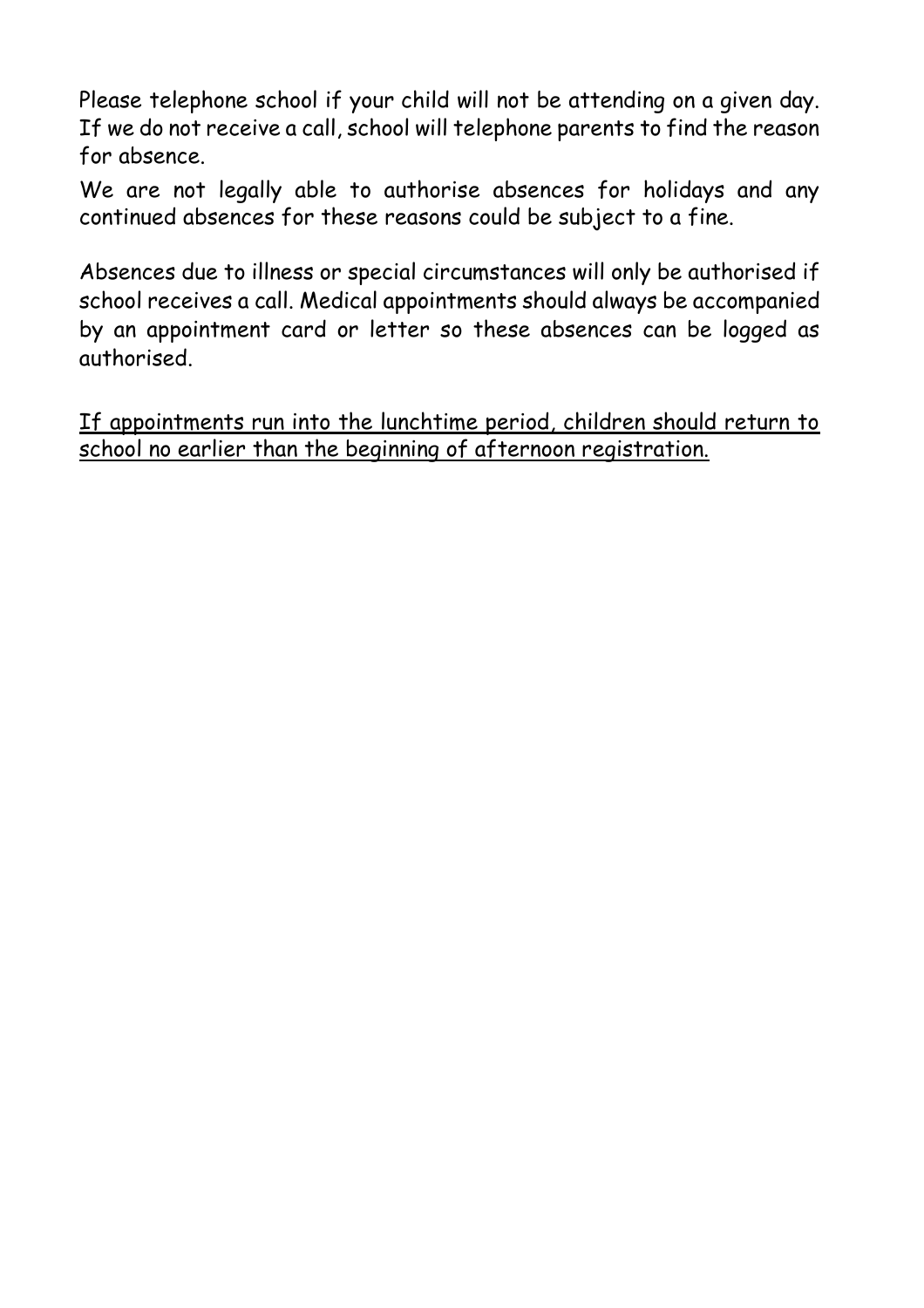Please telephone school if your child will not be attending on a given day. If we do not receive a call, school will telephone parents to find the reason for absence.

We are not legally able to authorise absences for holidays and any continued absences for these reasons could be subject to a fine.

Absences due to illness or special circumstances will only be authorised if school receives a call. Medical appointments should always be accompanied by an appointment card or letter so these absences can be logged as authorised.

<u>If appointments run into the lunchtime period, children should return to school no earlier than the beginning of afternoon registration.</u>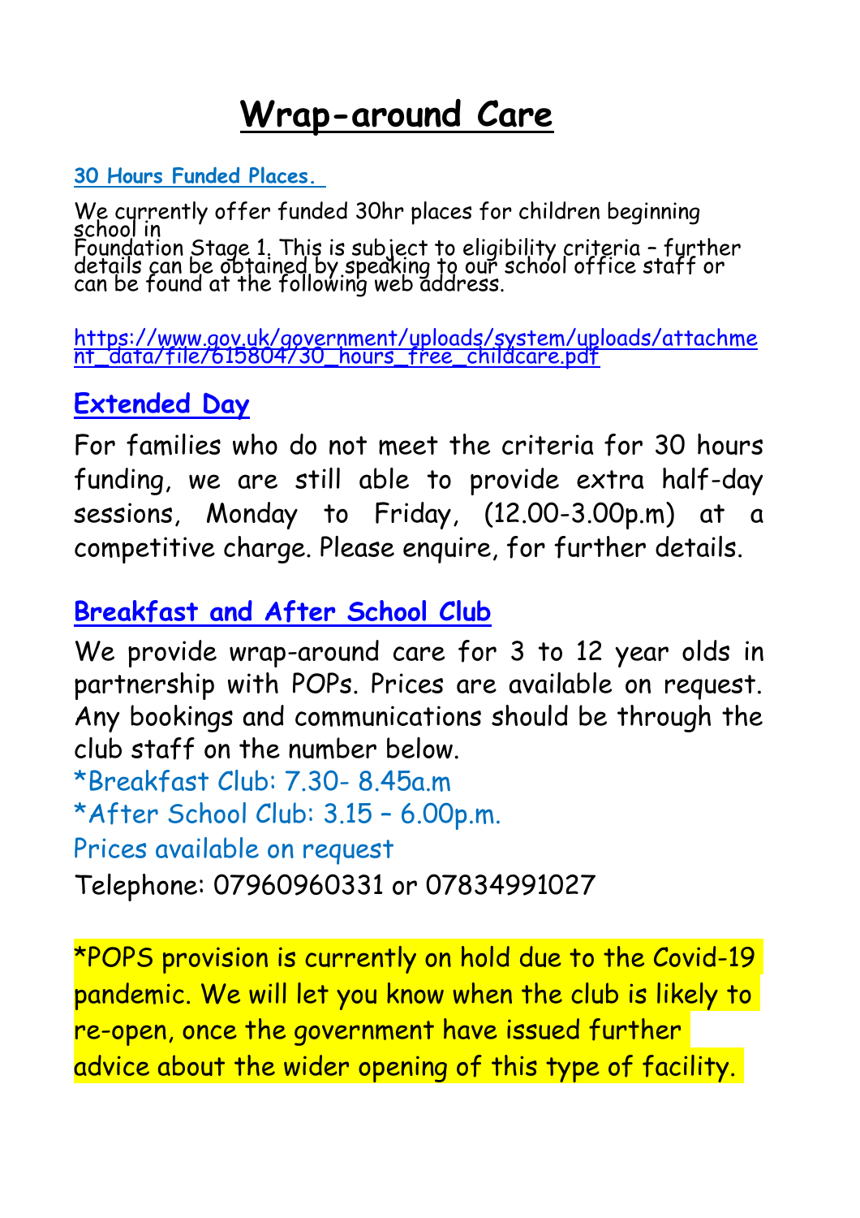# Wrap-around Care

### 30 Hours Funded Places.

We currently offer funded 30hr places for children beginning school in
Foundation Stage 1. This is subject to eligibility criteria – further details can be obtained by speaking to our school office staff or can be found at the following web address.

https://www.gov.uk/government/uploads/system/uploads/attachment_data/file/615804/30_hours_free_childcare.pdf

## Extended Day

For families who do not meet the criteria for 30 hours funding, we are still able to provide extra half-day sessions, Monday to Friday, (12.00-3.00p.m) at a competitive charge. Please enquire, for further details.

## Breakfast and After School Club

We provide wrap-around care for 3 to 12 year olds in partnership with POPs. Prices are available on request. Any bookings and communications should be through the club staff on the number below.

*Breakfast Club: 7.30- 8.45a.m

*After School Club: 3.15 – 6.00p.m.

Prices available on request

Telephone: 07960960331 or 07834991027

*POPS provision is currently on hold due to the Covid-19 pandemic. We will let you know when the club is likely to re-open, once the government have issued further advice about the wider opening of this type of facility.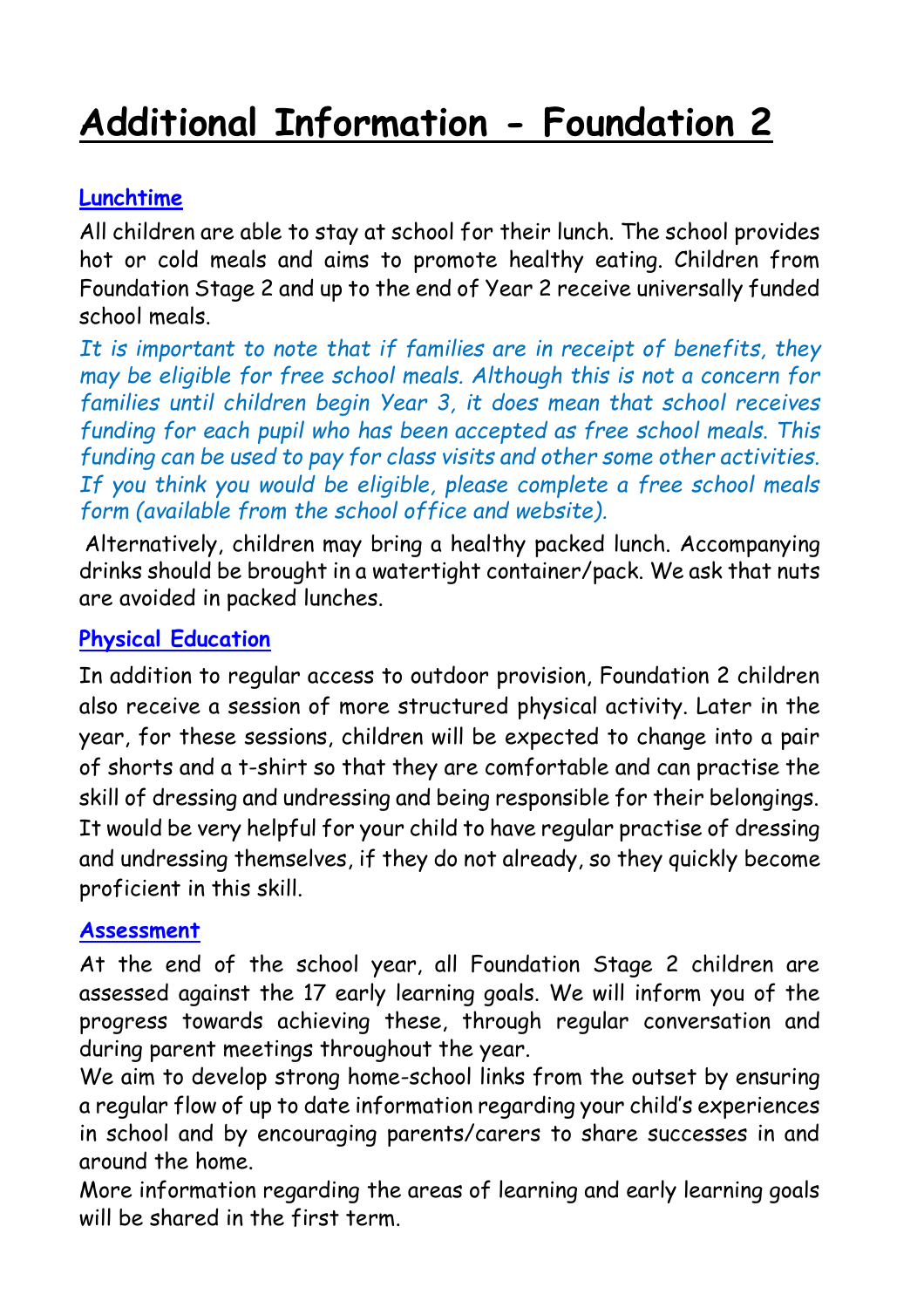# Additional Information - Foundation 2

## Lunchtime

All children are able to stay at school for their lunch. The school provides hot or cold meals and aims to promote healthy eating. Children from Foundation Stage 2 and up to the end of Year 2 receive universally funded school meals.

*It is important to note that if families are in receipt of benefits, they may be eligible for free school meals. Although this is not a concern for families until children begin Year 3, it does mean that school receives funding for each pupil who has been accepted as free school meals. This funding can be used to pay for class visits and other some other activities. If you think you would be eligible, please complete a free school meals form (available from the school office and website).*

Alternatively, children may bring a healthy packed lunch. Accompanying drinks should be brought in a watertight container/pack. We ask that nuts are avoided in packed lunches.

## Physical Education

In addition to regular access to outdoor provision, Foundation 2 children also receive a session of more structured physical activity. Later in the year, for these sessions, children will be expected to change into a pair of shorts and a t-shirt so that they are comfortable and can practise the skill of dressing and undressing and being responsible for their belongings. It would be very helpful for your child to have regular practise of dressing and undressing themselves, if they do not already, so they quickly become proficient in this skill.

## Assessment

At the end of the school year, all Foundation Stage 2 children are assessed against the 17 early learning goals. We will inform you of the progress towards achieving these, through regular conversation and during parent meetings throughout the year.

We aim to develop strong home-school links from the outset by ensuring a regular flow of up to date information regarding your child's experiences in school and by encouraging parents/carers to share successes in and around the home.

More information regarding the areas of learning and early learning goals will be shared in the first term.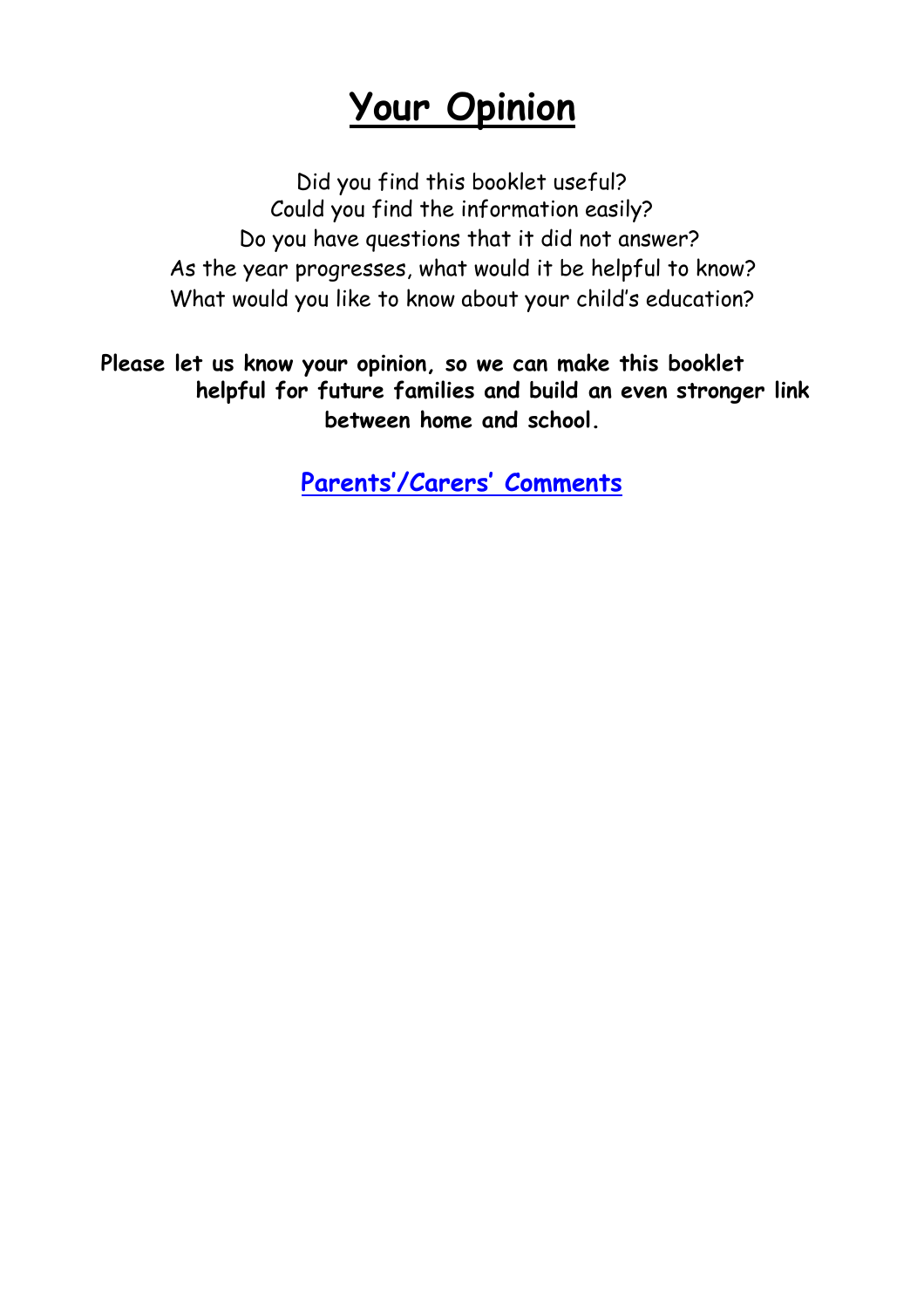# Your Opinion

Did you find this booklet useful?
Could you find the information easily?
Do you have questions that it did not answer?
As the year progresses, what would it be helpful to know?
What would you like to know about your child's education?

**Please let us know your opinion, so we can make this booklet helpful for future families and build an even stronger link between home and school.**

**Parents'/Carers' Comments**